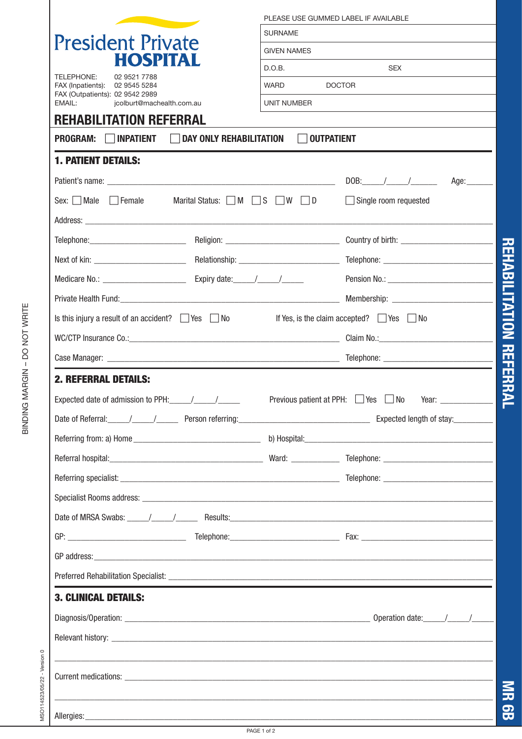President Private **HOSPITAL**

TELEPHONE: 02 9521 7788
FAX (Inpatients): 02 9545 5284
FAX (Outpatients): 02 9542 2989
EMAIL: jcolburt@machealth.com.au

PLEASE USE GUMMED LABEL IF AVAILABLE

| SURNAME | |
|---|---|
| GIVEN NAMES | |
| D.O.B. | SEX |
| WARD | DOCTOR |
| UNIT NUMBER | |

# REHABILITATION REFERRAL

**PROGRAM:** ☐ **INPATIENT** ☐ **DAY ONLY REHABILITATION** ☐ **OUTPATIENT**

## 1. PATIENT DETAILS:

Patient's name: ______________________ DOB:_____/_____/_____ Age:______

Sex: ☐ Male ☐ Female Marital Status: ☐ M ☐ S ☐ W ☐ D ☐ Single room requested

Address: ______________________

Telephone:______________ Religion: ______________ Country of birth: ______________

Next of kin: ______________ Relationship: ______________ Telephone: ______________

Medicare No.: ______________ Expiry date:_____/_____/_____ Pension No.: ______________

Private Health Fund:______________________ Membership: ______________

Is this injury a result of an accident? ☐ Yes ☐ No If Yes, is the claim accepted? ☐ Yes ☐ No

WC/CTP Insurance Co.:______________________ Claim No.:______________

Case Manager: ______________________ Telephone: ______________

## 2. REFERRAL DETAILS:

Expected date of admission to PPH:_____/_____/_____ Previous patient at PPH: ☐ Yes ☐ No Year: ______________

Date of Referral:_____/_____/_____ Person referring:______________ Expected length of stay:__________

Referring from: a) Home ______________ b) Hospital:______________

Referral hospital:______________ Ward: ______________ Telephone: ______________

Referring specialist: ______________________ Telephone: ______________

Specialist Rooms address: ______________________

Date of MRSA Swabs: _____/_____/_____ Results:______________________

GP: ______________ Telephone:______________ Fax: ______________

GP address:______________________

Preferred Rehabilitation Specialist: ______________________

## 3. CLINICAL DETAILS:

Diagnosis/Operation: ______________________ Operation date:_____/_____/_____

Relevant history: ______________________

______________________

Current medications: ______________________

______________________

Allergies:______________________

BINDING MARGIN – DO NOT WRITE

MSO114523/05/22 - Version 0

REHABILITATION REFERRAL

MR 6B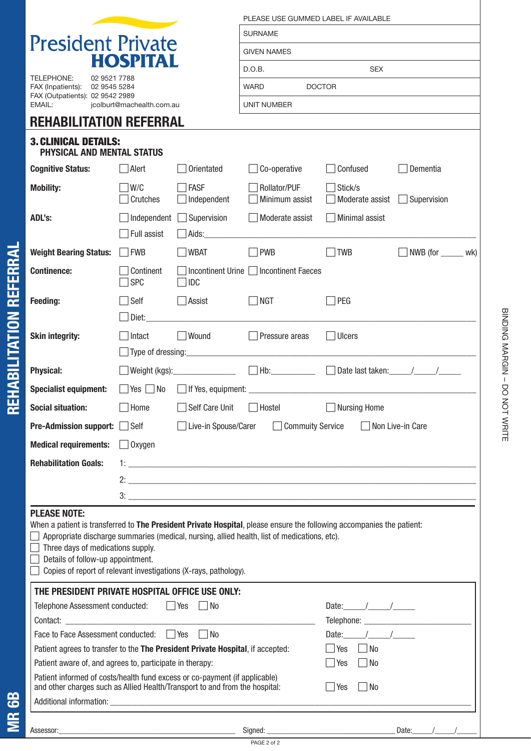# President Private HOSPITAL

TELEPHONE: 02 9521 7788
FAX (Inpatients): 02 9545 5284
FAX (Outpatients): 02 9542 2989
EMAIL: jcolburt@machealth.com.au

PLEASE USE GUMMED LABEL IF AVAILABLE

| | |
|---|---|
| SURNAME | |
| GIVEN NAMES | |
| D.O.B. | SEX |
| WARD | DOCTOR |
| UNIT NUMBER | |

# REHABILITATION REFERRAL

## 3. CLINICAL DETAILS: PHYSICAL AND MENTAL STATUS

**Cognitive Status:** ☐ Alert ☐ Orientated ☐ Co-operative ☐ Confused ☐ Dementia

**Mobility:** ☐ W/C ☐ FASF ☐ Rollator/PUF ☐ Stick/s ☐ Crutches ☐ Independent ☐ Minimum assist ☐ Moderate assist ☐ Supervision

**ADL's:** ☐ Independent ☐ Supervision ☐ Moderate assist ☐ Minimal assist ☐ Full assist ☐ Aids:______________________________

**Weight Bearing Status:** ☐ FWB ☐ WBAT ☐ PWB ☐ TWB ☐ NWB (for _____ wk)

**Continence:** ☐ Continent ☐ Incontinent Urine ☐ Incontinent Faeces ☐ SPC ☐ IDC

**Feeding:** ☐ Self ☐ Assist ☐ NGT ☐ PEG ☐ Diet:______________________________

**Skin integrity:** ☐ Intact ☐ Wound ☐ Pressure areas ☐ Ulcers ☐ Type of dressing:______________________________

**Physical:** ☐ Weight (kgs):______________ ☐ Hb:__________ ☐ Date last taken:_____/_____/_____

**Specialist equipment:** ☐ Yes ☐ No ☐ If Yes, equipment: ______________________________

**Social situation:** ☐ Home ☐ Self Care Unit ☐ Hostel ☐ Nursing Home

**Pre-Admission support:** ☐ Self ☐ Live-in Spouse/Carer ☐ Commuity Service ☐ Non Live-in Care

**Medical requirements:** ☐ Oxygen

**Rehabilitation Goals:**
1: ______________________________
2: ______________________________
3: ______________________________

**PLEASE NOTE:**

When a patient is transferred to **The President Private Hospital**, please ensure the following accompanies the patient:

- ☐ Appropriate discharge summaries (medical, nursing, allied health, list of medications, etc).
- ☐ Three days of medications supply.
- ☐ Details of follow-up appointment.
- ☐ Copies of report of relevant investigations (X-rays, pathology).

**THE PRESIDENT PRIVATE HOSPITAL OFFICE USE ONLY:**

Telephone Assessment conducted: ☐ Yes ☐ No     Date:_____/_____/_____

Contact: ______________________________     Telephone: ______________________

Face to Face Assessment conducted: ☐ Yes ☐ No     Date:_____/_____/_____

Patient agrees to transfer to the **The President Private Hospital**, if accepted: ☐ Yes ☐ No

Patient aware of, and agrees to, participate in therapy: ☐ Yes ☐ No

Patient informed of costs/health fund excess or co-payment (if applicable) and other charges such as Allied Health/Transport to and from the hospital: ☐ Yes ☐ No

Additional information: ______________________________

Assessor:______________________ Signed: ______________________ Date:_____/_____/_____

MR 6B

BINDING MARGIN – DO NOT WRITE